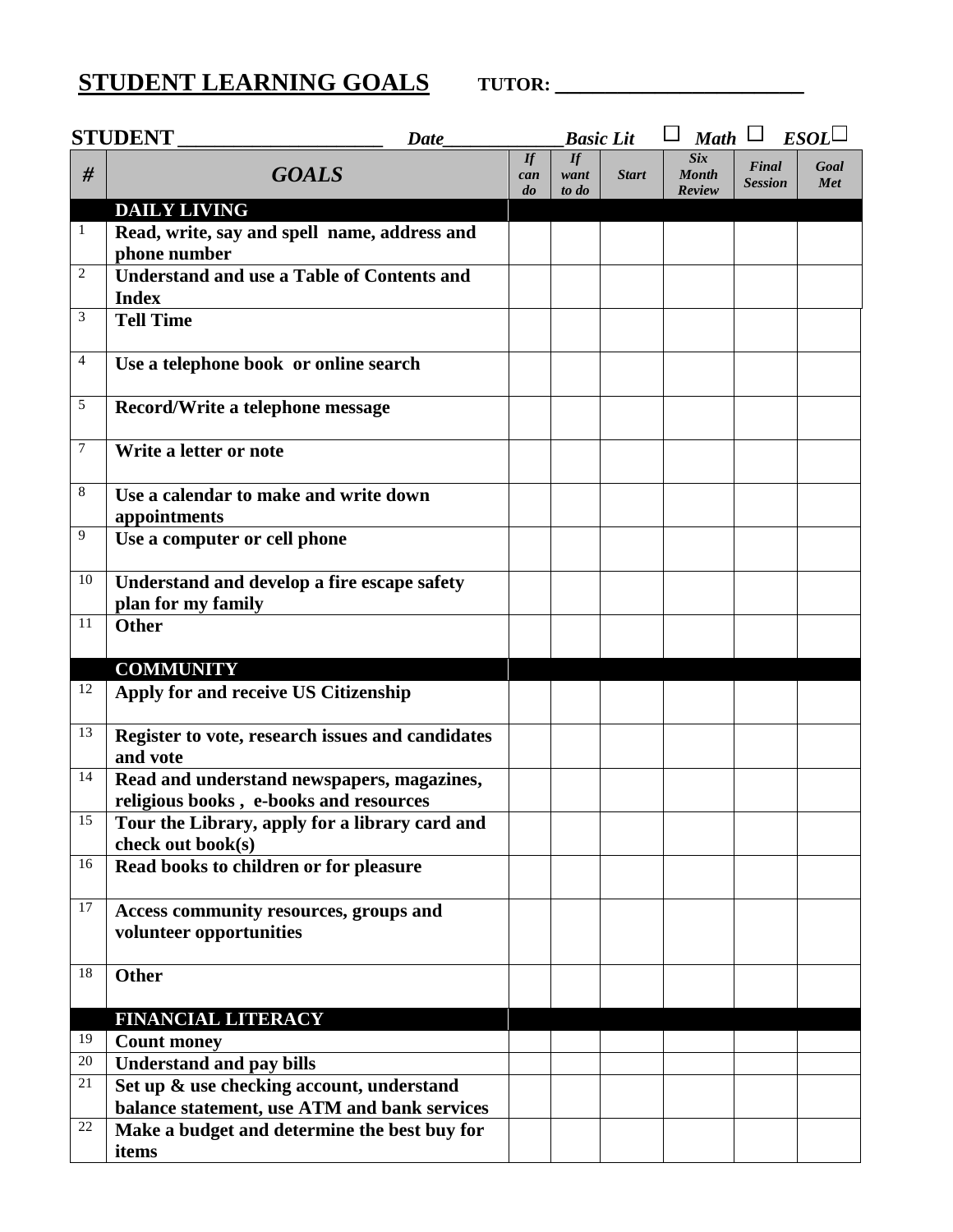# STUDENT LEARNING GOALS

**TUTOR: ________________________**

**STUDENT ____________________** *Date____________* *Basic Lit* ☐ *Math* ☐ *ESOL* ☐

| # | GOALS | If can do | If want to do | Start | Six Month Review | Final Session | Goal Met |
|---|---|---|---|---|---|---|---|
| | **DAILY LIVING** | | | | | | |
| 1 | **Read, write, say and spell name, address and phone number** | | | | | | |
| 2 | **Understand and use a Table of Contents and Index** | | | | | | |
| 3 | **Tell Time** | | | | | | |
| 4 | **Use a telephone book or online search** | | | | | | |
| 5 | **Record/Write a telephone message** | | | | | | |
| 7 | **Write a letter or note** | | | | | | |
| 8 | **Use a calendar to make and write down appointments** | | | | | | |
| 9 | **Use a computer or cell phone** | | | | | | |
| 10 | **Understand and develop a fire escape safety plan for my family** | | | | | | |
| 11 | **Other** | | | | | | |
| | **COMMUNITY** | | | | | | |
| 12 | **Apply for and receive US Citizenship** | | | | | | |
| 13 | **Register to vote, research issues and candidates and vote** | | | | | | |
| 14 | **Read and understand newspapers, magazines, religious books , e-books and resources** | | | | | | |
| 15 | **Tour the Library, apply for a library card and check out book(s)** | | | | | | |
| 16 | **Read books to children or for pleasure** | | | | | | |
| 17 | **Access community resources, groups and volunteer opportunities** | | | | | | |
| 18 | **Other** | | | | | | |
| | **FINANCIAL LITERACY** | | | | | | |
| 19 | **Count money** | | | | | | |
| 20 | **Understand and pay bills** | | | | | | |
| 21 | **Set up & use checking account, understand balance statement, use ATM and bank services** | | | | | | |
| 22 | **Make a budget and determine the best buy for items** | | | | | | |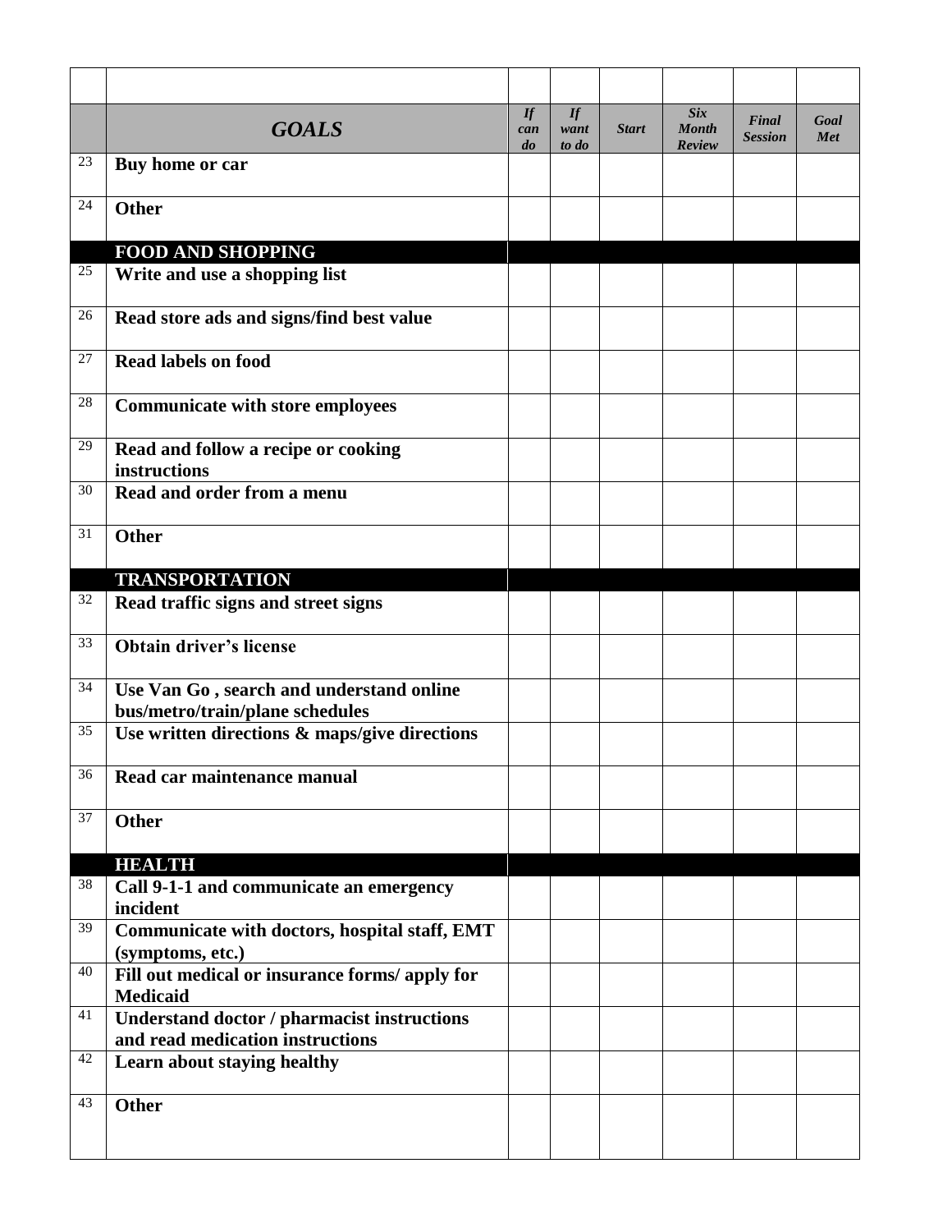| | *GOALS* | *If can do* | *If want to do* | *Start* | *Six Month Review* | *Final Session* | *Goal Met* |
|---|---|---|---|---|---|---|---|
| 23 | **Buy home or car** | | | | | | |
| 24 | **Other** | | | | | | |
| | **FOOD AND SHOPPING** | | | | | | |
| 25 | **Write and use a shopping list** | | | | | | |
| 26 | **Read store ads and signs/find best value** | | | | | | |
| 27 | **Read labels on food** | | | | | | |
| 28 | **Communicate with store employees** | | | | | | |
| 29 | **Read and follow a recipe or cooking instructions** | | | | | | |
| 30 | **Read and order from a menu** | | | | | | |
| 31 | **Other** | | | | | | |
| | **TRANSPORTATION** | | | | | | |
| 32 | **Read traffic signs and street signs** | | | | | | |
| 33 | **Obtain driver's license** | | | | | | |
| 34 | **Use Van Go , search and understand online bus/metro/train/plane schedules** | | | | | | |
| 35 | **Use written directions & maps/give directions** | | | | | | |
| 36 | **Read car maintenance manual** | | | | | | |
| 37 | **Other** | | | | | | |
| | **HEALTH** | | | | | | |
| 38 | **Call 9-1-1 and communicate an emergency incident** | | | | | | |
| 39 | **Communicate with doctors, hospital staff, EMT (symptoms, etc.)** | | | | | | |
| 40 | **Fill out medical or insurance forms/ apply for Medicaid** | | | | | | |
| 41 | **Understand doctor / pharmacist instructions and read medication instructions** | | | | | | |
| 42 | **Learn about staying healthy** | | | | | | |
| 43 | **Other** | | | | | | |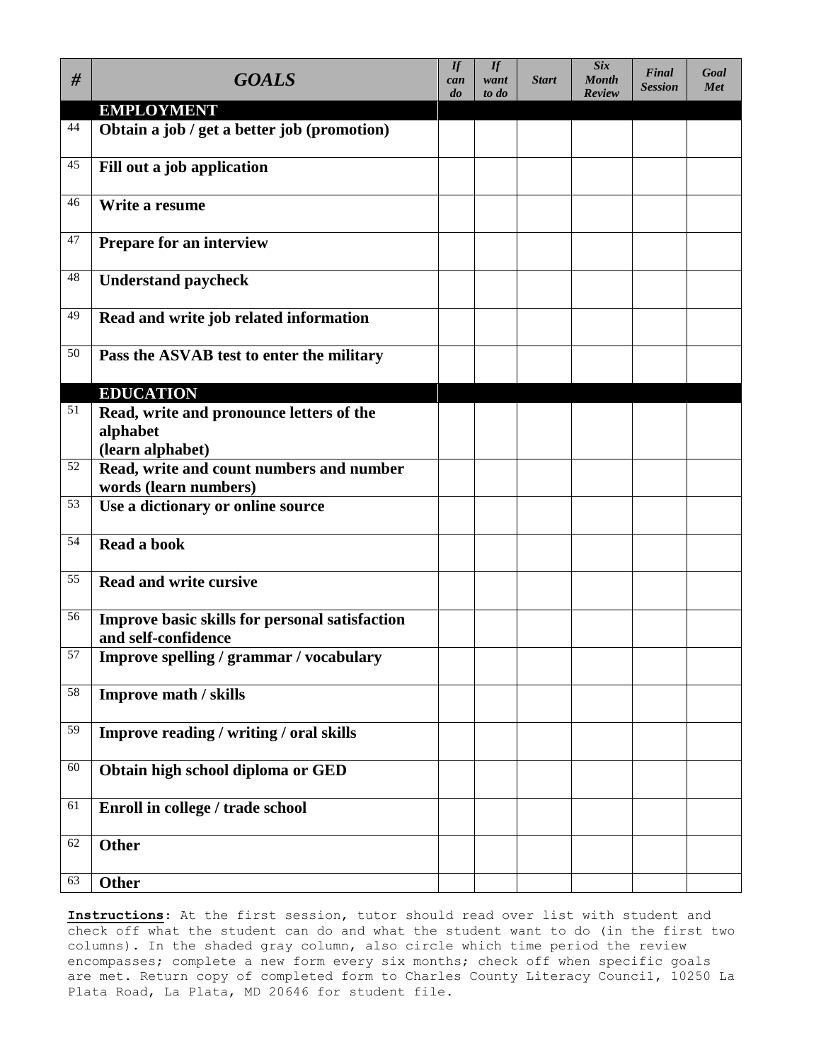| # | *GOALS* | *If can do* | *If want to do* | *Start* | *Six Month Review* | *Final Session* | *Goal Met* |
|---|---|---|---|---|---|---|---|
| | **EMPLOYMENT** | | | | | | |
| 44 | **Obtain a job / get a better job (promotion)** | | | | | | |
| 45 | **Fill out a job application** | | | | | | |
| 46 | **Write a resume** | | | | | | |
| 47 | **Prepare for an interview** | | | | | | |
| 48 | **Understand paycheck** | | | | | | |
| 49 | **Read and write job related information** | | | | | | |
| 50 | **Pass the ASVAB test to enter the military** | | | | | | |
| | **EDUCATION** | | | | | | |
| 51 | **Read, write and pronounce letters of the alphabet (learn alphabet)** | | | | | | |
| 52 | **Read, write and count numbers and number words (learn numbers)** | | | | | | |
| 53 | **Use a dictionary or online source** | | | | | | |
| 54 | **Read a book** | | | | | | |
| 55 | **Read and write cursive** | | | | | | |
| 56 | **Improve basic skills for personal satisfaction and self-confidence** | | | | | | |
| 57 | **Improve spelling / grammar / vocabulary** | | | | | | |
| 58 | **Improve math / skills** | | | | | | |
| 59 | **Improve reading / writing / oral skills** | | | | | | |
| 60 | **Obtain high school diploma or GED** | | | | | | |
| 61 | **Enroll in college / trade school** | | | | | | |
| 62 | **Other** | | | | | | |
| 63 | **Other** | | | | | | |

**Instructions**: At the first session, tutor should read over list with student and check off what the student can do and what the student want to do (in the first two columns). In the shaded gray column, also circle which time period the review encompasses; complete a new form every six months; check off when specific goals are met. Return copy of completed form to Charles County Literacy Council, 10250 La Plata Road, La Plata, MD 20646 for student file.